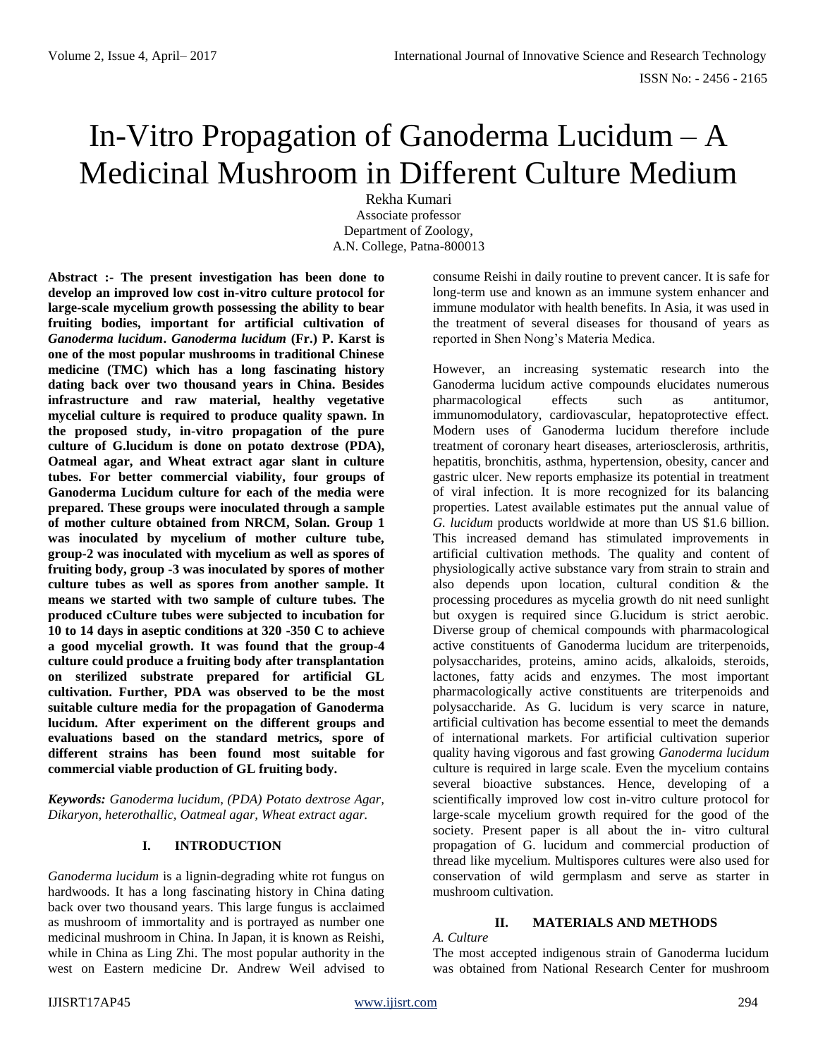# In-Vitro Propagation of Ganoderma Lucidum – A Medicinal Mushroom in Different Culture Medium

Rekha Kumari
Associate professor
Department of Zoology,
A.N. College, Patna-800013

**Abstract :- The present investigation has been done to develop an improved low cost in-vitro culture protocol for large-scale mycelium growth possessing the ability to bear fruiting bodies, important for artificial cultivation of *Ganoderma lucidum*. *Ganoderma lucidum* (Fr.) P. Karst is one of the most popular mushrooms in traditional Chinese medicine (TMC) which has a long fascinating history dating back over two thousand years in China. Besides infrastructure and raw material, healthy vegetative mycelial culture is required to produce quality spawn. In the proposed study, in-vitro propagation of the pure culture of G.lucidum is done on potato dextrose (PDA), Oatmeal agar, and Wheat extract agar slant in culture tubes. For better commercial viability, four groups of Ganoderma Lucidum culture for each of the media were prepared. These groups were inoculated through a sample of mother culture obtained from NRCM, Solan. Group 1 was inoculated by mycelium of mother culture tube, group-2 was inoculated with mycelium as well as spores of fruiting body, group -3 was inoculated by spores of mother culture tubes as well as spores from another sample. It means we started with two sample of culture tubes. The produced cCulture tubes were subjected to incubation for 10 to 14 days in aseptic conditions at 320 -350 C to achieve a good mycelial growth. It was found that the group-4 culture could produce a fruiting body after transplantation on sterilized substrate prepared for artificial GL cultivation. Further, PDA was observed to be the most suitable culture media for the propagation of Ganoderma lucidum. After experiment on the different groups and evaluations based on the standard metrics, spore of different strains has been found most suitable for commercial viable production of GL fruiting body.**

***Keywords:*** *Ganoderma lucidum, (PDA) Potato dextrose Agar, Dikaryon, heterothallic, Oatmeal agar, Wheat extract agar.*

## I. INTRODUCTION

*Ganoderma lucidum* is a lignin-degrading white rot fungus on hardwoods. It has a long fascinating history in China dating back over two thousand years. This large fungus is acclaimed as mushroom of immortality and is portrayed as number one medicinal mushroom in China. In Japan, it is known as Reishi, while in China as Ling Zhi. The most popular authority in the west on Eastern medicine Dr. Andrew Weil advised to consume Reishi in daily routine to prevent cancer. It is safe for long-term use and known as an immune system enhancer and immune modulator with health benefits. In Asia, it was used in the treatment of several diseases for thousand of years as reported in Shen Nong's Materia Medica.

However, an increasing systematic research into the Ganoderma lucidum active compounds elucidates numerous pharmacological effects such as antitumor, immunomodulatory, cardiovascular, hepatoprotective effect. Modern uses of Ganoderma lucidum therefore include treatment of coronary heart diseases, arteriosclerosis, arthritis, hepatitis, bronchitis, asthma, hypertension, obesity, cancer and gastric ulcer. New reports emphasize its potential in treatment of viral infection. It is more recognized for its balancing properties. Latest available estimates put the annual value of *G. lucidum* products worldwide at more than US $1.6 billion. This increased demand has stimulated improvements in artificial cultivation methods. The quality and content of physiologically active substance vary from strain to strain and also depends upon location, cultural condition & the processing procedures as mycelia growth do nit need sunlight but oxygen is required since G.lucidum is strict aerobic. Diverse group of chemical compounds with pharmacological active constituents of Ganoderma lucidum are triterpenoids, polysaccharides, proteins, amino acids, alkaloids, steroids, lactones, fatty acids and enzymes. The most important pharmacologically active constituents are triterpenoids and polysaccharide. As G. lucidum is very scarce in nature, artificial cultivation has become essential to meet the demands of international markets. For artificial cultivation superior quality having vigorous and fast growing *Ganoderma lucidum* culture is required in large scale. Even the mycelium contains several bioactive substances. Hence, developing of a scientifically improved low cost in-vitro culture protocol for large-scale mycelium growth required for the good of the society. Present paper is all about the in- vitro cultural propagation of G. lucidum and commercial production of thread like mycelium. Multispores cultures were also used for conservation of wild germplasm and serve as starter in mushroom cultivation.

## II. MATERIALS AND METHODS

### *A. Culture*

The most accepted indigenous strain of Ganoderma lucidum was obtained from National Research Center for mushroom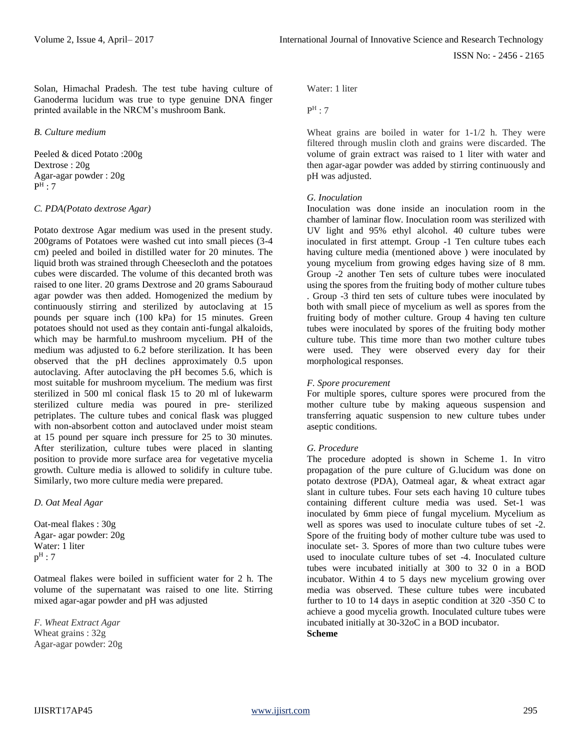Solan, Himachal Pradesh. The test tube having culture of Ganoderma lucidum was true to type genuine DNA finger printed available in the NRCM's mushroom Bank.

### *B. Culture medium*

Peeled & diced Potato :200g
Dextrose : 20g
Agar-agar powder : 20g
$P^H$ : 7

### *C. PDA(Potato dextrose Agar)*

Potato dextrose Agar medium was used in the present study. 200grams of Potatoes were washed cut into small pieces (3-4 cm) peeled and boiled in distilled water for 20 minutes. The liquid broth was strained through Cheesecloth and the potatoes cubes were discarded. The volume of this decanted broth was raised to one liter. 20 grams Dextrose and 20 grams Sabouraud agar powder was then added. Homogenized the medium by continuously stirring and sterilized by autoclaving at 15 pounds per square inch (100 kPa) for 15 minutes. Green potatoes should not used as they contain anti-fungal alkaloids, which may be harmful.to mushroom mycelium. PH of the medium was adjusted to 6.2 before sterilization. It has been observed that the pH declines approximately 0.5 upon autoclaving. After autoclaving the pH becomes 5.6, which is most suitable for mushroom mycelium. The medium was first sterilized in 500 ml conical flask 15 to 20 ml of lukewarm sterilized culture media was poured in pre- sterilized petriplates. The culture tubes and conical flask was plugged with non-absorbent cotton and autoclaved under moist steam at 15 pound per square inch pressure for 25 to 30 minutes. After sterilization, culture tubes were placed in slanting position to provide more surface area for vegetative mycelia growth. Culture media is allowed to solidify in culture tube. Similarly, two more culture media were prepared.

### *D. Oat Meal Agar*

Oat-meal flakes : 30g
Agar- agar powder: 20g
Water: 1 liter
$p^H$ : 7

Oatmeal flakes were boiled in sufficient water for 2 h. The volume of the supernatant was raised to one lite. Stirring mixed agar-agar powder and pH was adjusted

### *F. Wheat Extract Agar*

Wheat grains : 32g
Agar-agar powder: 20g
Water: 1 liter
$P^H$ : 7

Wheat grains are boiled in water for 1-1/2 h. They were filtered through muslin cloth and grains were discarded. The volume of grain extract was raised to 1 liter with water and then agar-agar powder was added by stirring continuously and pH was adjusted.

### *G. Inoculation*

Inoculation was done inside an inoculation room in the chamber of laminar flow. Inoculation room was sterilized with UV light and 95% ethyl alcohol. 40 culture tubes were inoculated in first attempt. Group -1 Ten culture tubes each having culture media (mentioned above ) were inoculated by young mycelium from growing edges having size of 8 mm. Group -2 another Ten sets of culture tubes were inoculated using the spores from the fruiting body of mother culture tubes . Group -3 third ten sets of culture tubes were inoculated by both with small piece of mycelium as well as spores from the fruiting body of mother culture. Group 4 having ten culture tubes were inoculated by spores of the fruiting body mother culture tube. This time more than two mother culture tubes were used. They were observed every day for their morphological responses.

### *F. Spore procurement*

For multiple spores, culture spores were procured from the mother culture tube by making aqueous suspension and transferring aquatic suspension to new culture tubes under aseptic conditions.

### *G. Procedure*

The procedure adopted is shown in Scheme 1. In vitro propagation of the pure culture of G.lucidum was done on potato dextrose (PDA), Oatmeal agar, & wheat extract agar slant in culture tubes. Four sets each having 10 culture tubes containing different culture media was used. Set-1 was inoculated by 6mm piece of fungal mycelium. Mycelium as well as spores was used to inoculate culture tubes of set -2. Spore of the fruiting body of mother culture tube was used to inoculate set- 3. Spores of more than two culture tubes were used to inoculate culture tubes of set -4. Inoculated culture tubes were incubated initially at 300 to 32 0 in a BOD incubator. Within 4 to 5 days new mycelium growing over media was observed. These culture tubes were incubated further to 10 to 14 days in aseptic condition at 320 -350 C to achieve a good mycelia growth. Inoculated culture tubes were incubated initially at 30-32oC in a BOD incubator.

**Scheme**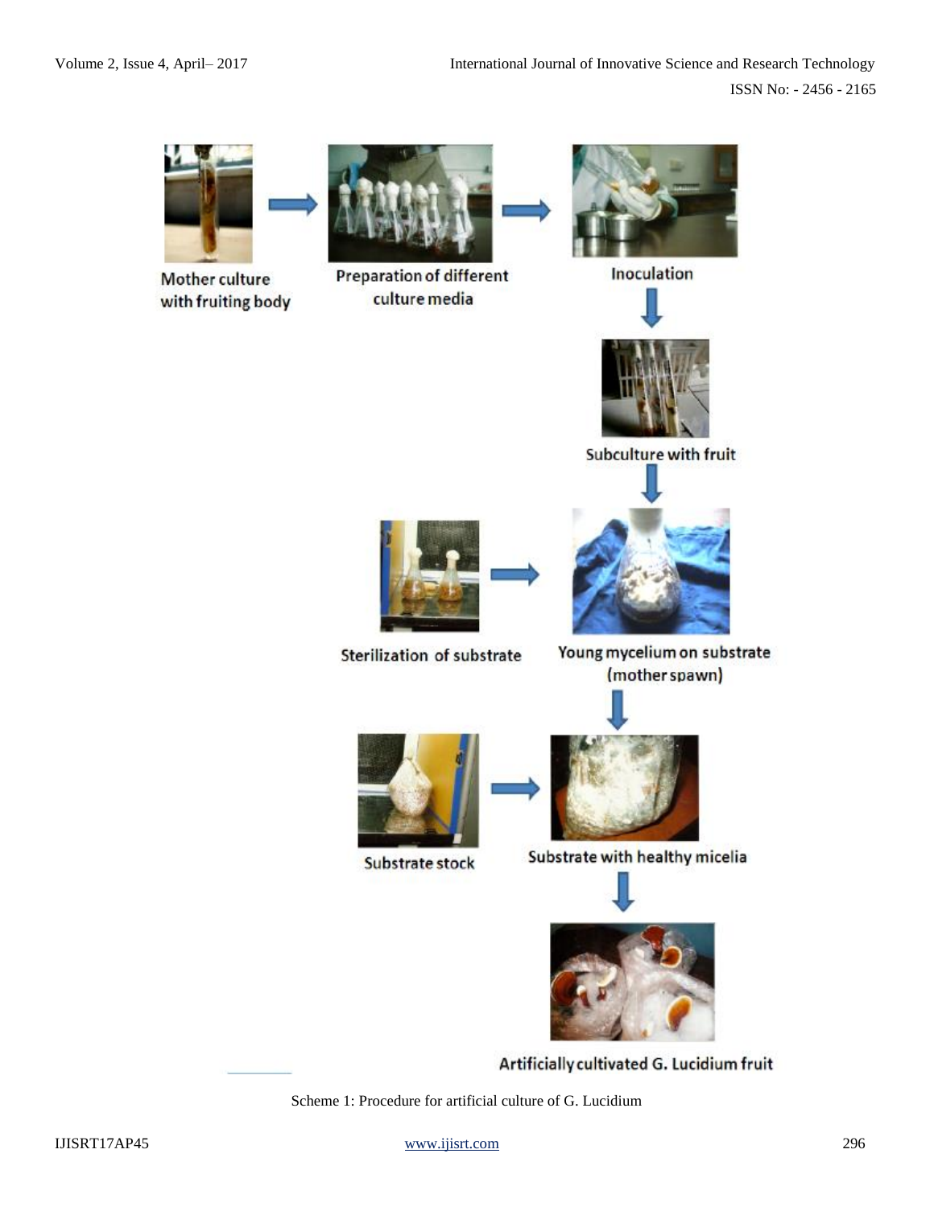Mother culture with fruiting body

Preparation of different culture media

Inoculation

Subculture with fruit

Sterilization of substrate

Young mycelium on substrate (mother spawn)

Substrate stock

Substrate with healthy micelia

Artificially cultivated G. Lucidium fruit

Scheme 1: Procedure for artificial culture of G. Lucidium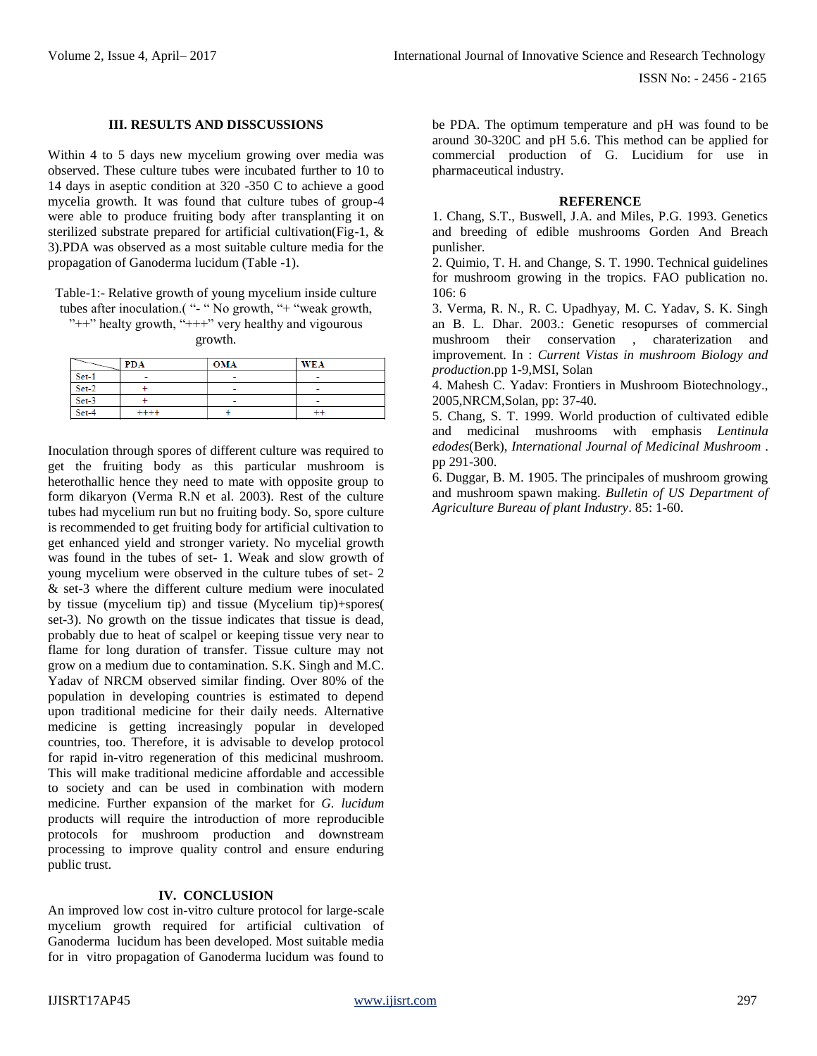## III. RESULTS AND DISSCUSSIONS

Within 4 to 5 days new mycelium growing over media was observed. These culture tubes were incubated further to 10 to 14 days in aseptic condition at 320 -350 C to achieve a good mycelia growth. It was found that culture tubes of group-4 were able to produce fruiting body after transplanting it on sterilized substrate prepared for artificial cultivation(Fig-1, & 3).PDA was observed as a most suitable culture media for the propagation of Ganoderma lucidum (Table -1).

Table-1:- Relative growth of young mycelium inside culture tubes after inoculation.( "- " No growth, "+ "weak growth, "++" healty growth, "+++" very healthy and vigourous growth.

| | PDA | OMA | WEA |
|---|---|---|---|
| Set-1 | - | - | - |
| Set-2 | + | - | - |
| Set-3 | + | - | - |
| Set-4 | ++++ | + | ++ |

Inoculation through spores of different culture was required to get the fruiting body as this particular mushroom is heterothallic hence they need to mate with opposite group to form dikaryon (Verma R.N et al. 2003). Rest of the culture tubes had mycelium run but no fruiting body. So, spore culture is recommended to get fruiting body for artificial cultivation to get enhanced yield and stronger variety. No mycelial growth was found in the tubes of set- 1. Weak and slow growth of young mycelium were observed in the culture tubes of set- 2 & set-3 where the different culture medium were inoculated by tissue (mycelium tip) and tissue (Mycelium tip)+spores( set-3). No growth on the tissue indicates that tissue is dead, probably due to heat of scalpel or keeping tissue very near to flame for long duration of transfer. Tissue culture may not grow on a medium due to contamination. S.K. Singh and M.C. Yadav of NRCM observed similar finding. Over 80% of the population in developing countries is estimated to depend upon traditional medicine for their daily needs. Alternative medicine is getting increasingly popular in developed countries, too. Therefore, it is advisable to develop protocol for rapid in-vitro regeneration of this medicinal mushroom. This will make traditional medicine affordable and accessible to society and can be used in combination with modern medicine. Further expansion of the market for *G. lucidum* products will require the introduction of more reproducible protocols for mushroom production and downstream processing to improve quality control and ensure enduring public trust.

## IV. CONCLUSION

An improved low cost in-vitro culture protocol for large-scale mycelium growth required for artificial cultivation of Ganoderma lucidum has been developed. Most suitable media for in vitro propagation of Ganoderma lucidum was found to be PDA. The optimum temperature and pH was found to be around 30-320C and pH 5.6. This method can be applied for commercial production of G. Lucidium for use in pharmaceutical industry.

## REFERENCE

1. Chang, S.T., Buswell, J.A. and Miles, P.G. 1993. Genetics and breeding of edible mushrooms Gorden And Breach punlisher.
2. Quimio, T. H. and Change, S. T. 1990. Technical guidelines for mushroom growing in the tropics. FAO publication no. 106: 6
3. Verma, R. N., R. C. Upadhyay, M. C. Yadav, S. K. Singh an B. L. Dhar. 2003.: Genetic resopurses of commercial mushroom their conservation , charaterization and improvement. In : *Current Vistas in mushroom Biology and production*.pp 1-9,MSI, Solan
4. Mahesh C. Yadav: Frontiers in Mushroom Biotechnology., 2005,NRCM,Solan, pp: 37-40.
5. Chang, S. T. 1999. World production of cultivated edible and medicinal mushrooms with emphasis *Lentinula edodes*(Berk), *International Journal of Medicinal Mushroom* . pp 291-300.
6. Duggar, B. M. 1905. The principales of mushroom growing and mushroom spawn making. *Bulletin of US Department of Agriculture Bureau of plant Industry*. 85: 1-60.